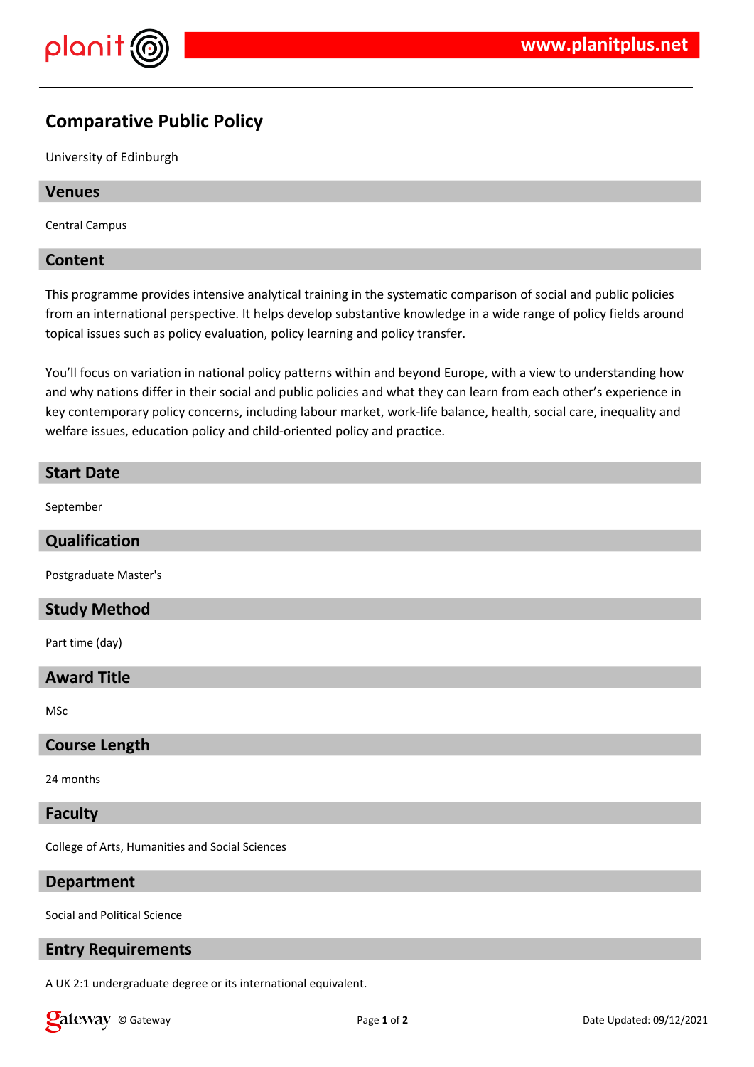# Comparative Public Policy

University of Edinburgh

## Venues

Central Campus

## Content

This programme provides intensive analytical training in the systematic comparison of social and public policies from an international perspective. It helps develop substantive knowledge in a wide range of policy fields around topical issues such as policy evaluation, policy learning and policy transfer.

You'll focus on variation in national policy patterns within and beyond Europe, with a view to understanding how and why nations differ in their social and public policies and what they can learn from each other's experience in key contemporary policy concerns, including labour market, work-life balance, health, social care, inequality and welfare issues, education policy and child-oriented policy and practice.

## Start Date

September

## Qualification

Postgraduate Master's

## Study Method

Part time (day)

## Award Title

MSc

## Course Length

24 months

## Faculty

College of Arts, Humanities and Social Sciences

## Department

Social and Political Science

## Entry Requirements

A UK 2:1 undergraduate degree or its international equivalent.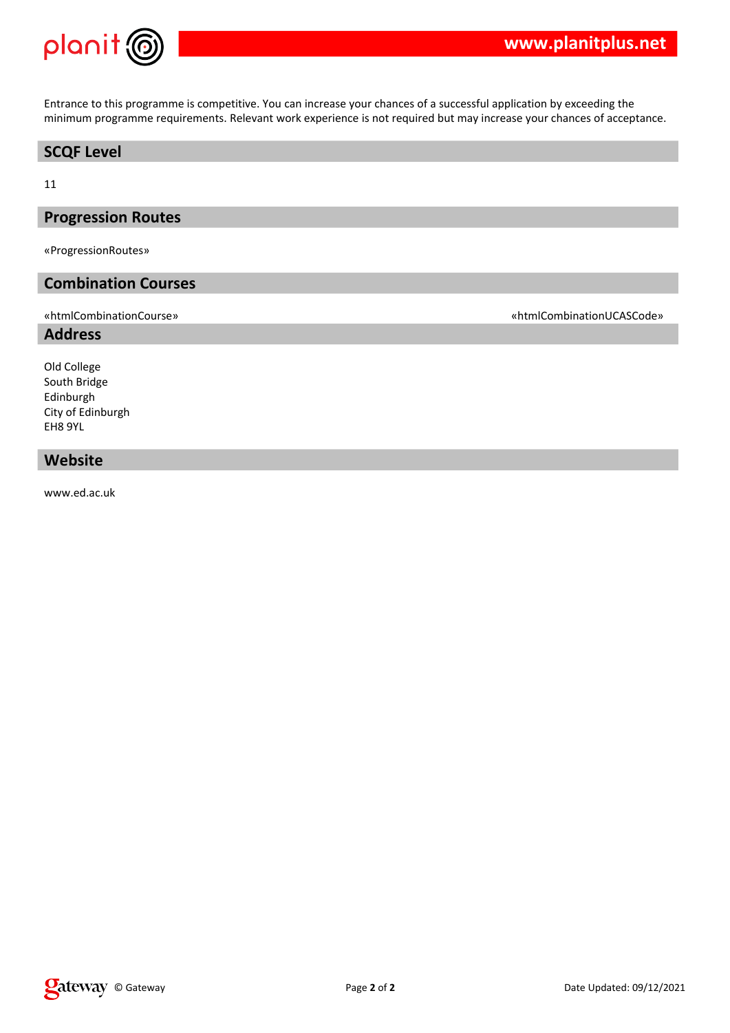Entrance to this programme is competitive. You can increase your chances of a successful application by exceeding the minimum programme requirements. Relevant work experience is not required but may increase your chances of acceptance.

## SCQF Level

11

## Progression Routes

«ProgressionRoutes»

## Combination Courses

«htmlCombinationCourse» «htmlCombinationUCASCode»

## Address

Old College
South Bridge
Edinburgh
City of Edinburgh
EH8 9YL

## Website

www.ed.ac.uk